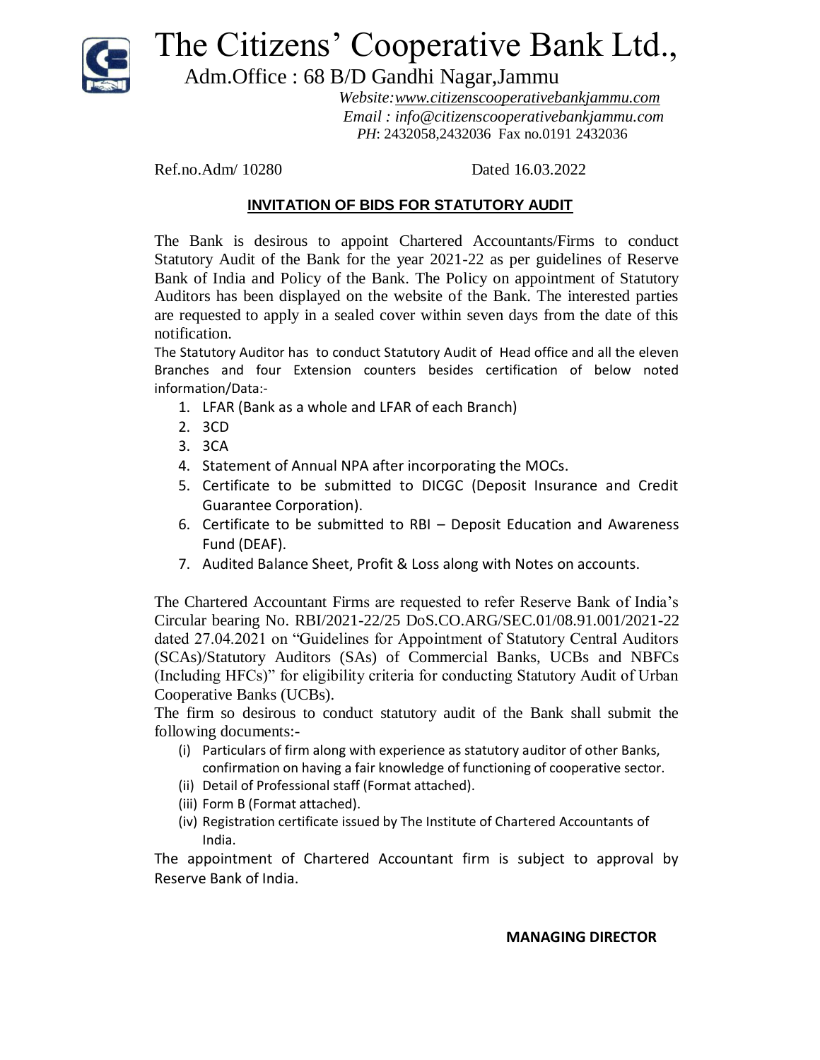# The Citizens' Cooperative Bank Ltd.,

Adm.Office : 68 B/D Gandhi Nagar,Jammu

*Website:www.citizenscooperativebankjammu.com*
*Email : info@citizenscooperativebankjammu.com*
*PH*: 2432058,2432036 Fax no.0191 2432036

Ref.no.Adm/ 10280 Dated 16.03.2022

**INVITATION OF BIDS FOR STATUTORY AUDIT**

The Bank is desirous to appoint Chartered Accountants/Firms to conduct Statutory Audit of the Bank for the year 2021-22 as per guidelines of Reserve Bank of India and Policy of the Bank. The Policy on appointment of Statutory Auditors has been displayed on the website of the Bank. The interested parties are requested to apply in a sealed cover within seven days from the date of this notification.

The Statutory Auditor has to conduct Statutory Audit of Head office and all the eleven Branches and four Extension counters besides certification of below noted information/Data:-

1. LFAR (Bank as a whole and LFAR of each Branch)
2. 3CD
3. 3CA
4. Statement of Annual NPA after incorporating the MOCs.
5. Certificate to be submitted to DICGC (Deposit Insurance and Credit Guarantee Corporation).
6. Certificate to be submitted to RBI – Deposit Education and Awareness Fund (DEAF).
7. Audited Balance Sheet, Profit & Loss along with Notes on accounts.

The Chartered Accountant Firms are requested to refer Reserve Bank of India's Circular bearing No. RBI/2021-22/25 DoS.CO.ARG/SEC.01/08.91.001/2021-22 dated 27.04.2021 on "Guidelines for Appointment of Statutory Central Auditors (SCAs)/Statutory Auditors (SAs) of Commercial Banks, UCBs and NBFCs (Including HFCs)" for eligibility criteria for conducting Statutory Audit of Urban Cooperative Banks (UCBs).

The firm so desirous to conduct statutory audit of the Bank shall submit the following documents:-

- (i) Particulars of firm along with experience as statutory auditor of other Banks, confirmation on having a fair knowledge of functioning of cooperative sector.
- (ii) Detail of Professional staff (Format attached).
- (iii) Form B (Format attached).
- (iv) Registration certificate issued by The Institute of Chartered Accountants of India.

The appointment of Chartered Accountant firm is subject to approval by Reserve Bank of India.

**MANAGING DIRECTOR**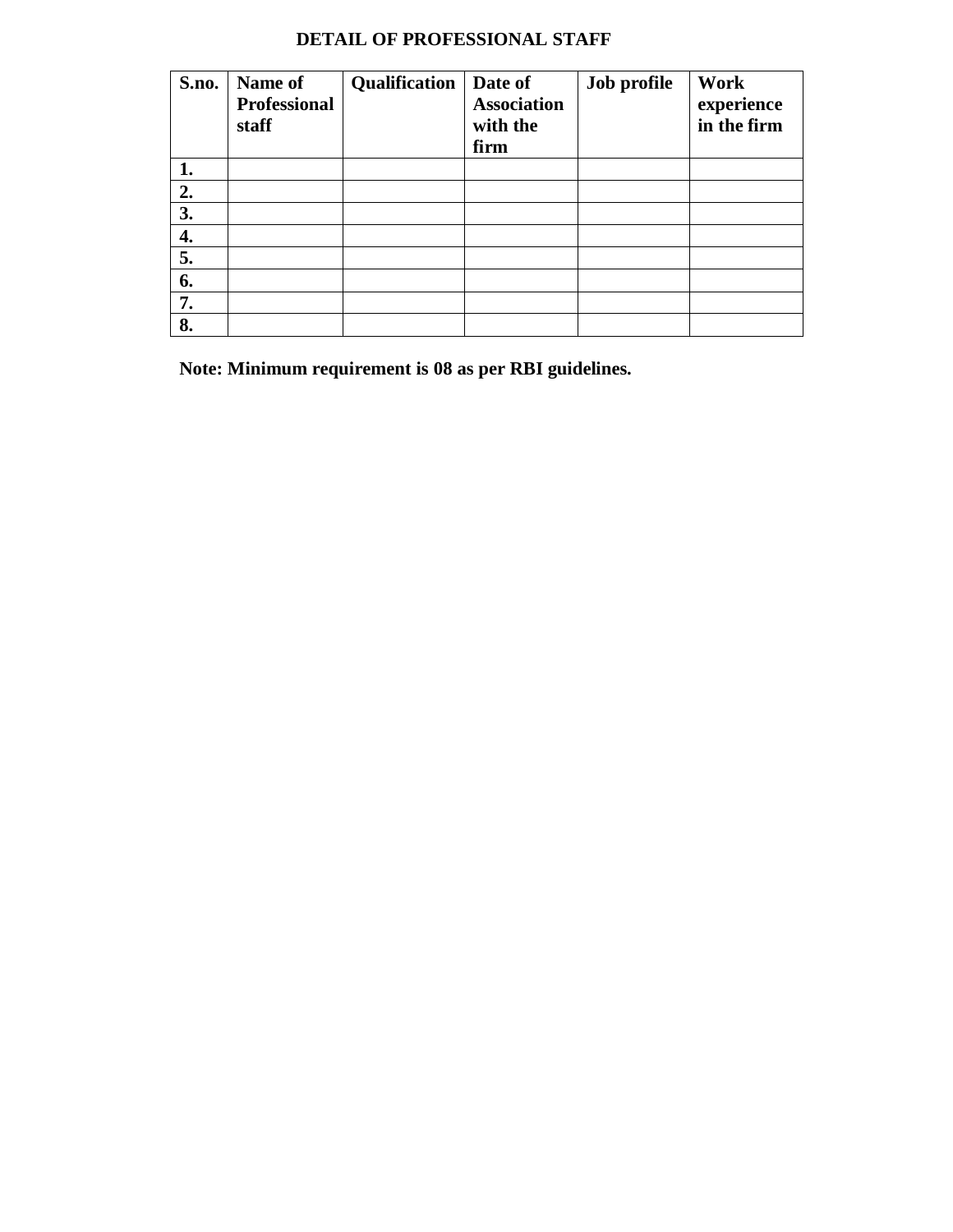## DETAIL OF PROFESSIONAL STAFF

| S.no. | Name of Professional staff | Qualification | Date of Association with the firm | Job profile | Work experience in the firm |
|---|---|---|---|---|---|
| 1. | | | | | |
| 2. | | | | | |
| 3. | | | | | |
| 4. | | | | | |
| 5. | | | | | |
| 6. | | | | | |
| 7. | | | | | |
| 8. | | | | | |

**Note: Minimum requirement is 08 as per RBI guidelines.**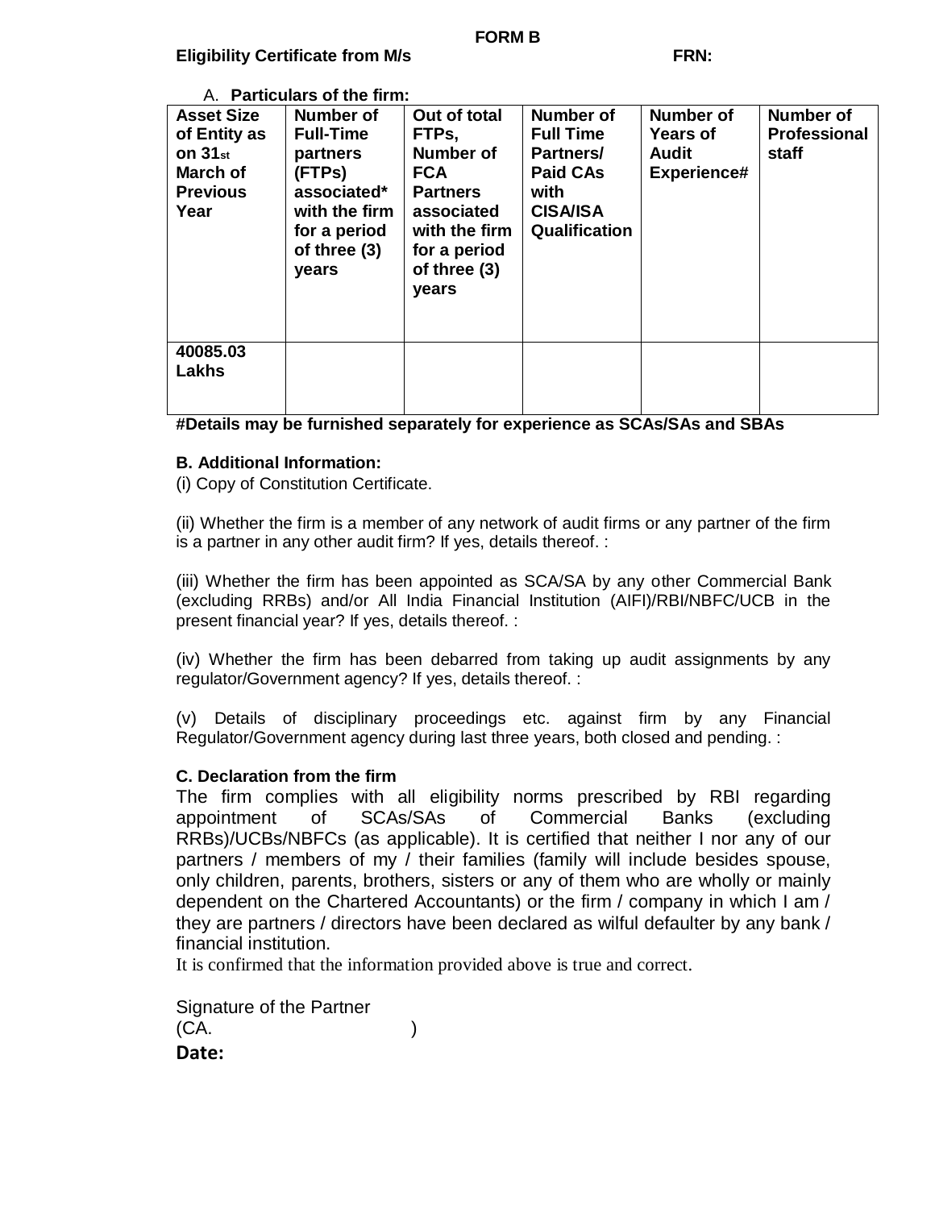**FORM B**

**Eligibility Certificate from M/s FRN:**

A. **Particulars of the firm:**

| Asset Size of Entity as on 31st March of Previous Year | Number of Full-Time partners (FTPs) associated* with the firm for a period of three (3) years | Out of total FTPs, Number of FCA Partners associated with the firm for a period of three (3) years | Number of Full Time Partners/ Paid CAs with CISA/ISA Qualification | Number of Years of Audit Experience# | Number of Professional staff |
|---|---|---|---|---|---|
| 40085.03 Lakhs | | | | | |

**#Details may be furnished separately for experience as SCAs/SAs and SBAs**

**B. Additional Information:**

(i) Copy of Constitution Certificate.

(ii) Whether the firm is a member of any network of audit firms or any partner of the firm is a partner in any other audit firm? If yes, details thereof. :

(iii) Whether the firm has been appointed as SCA/SA by any other Commercial Bank (excluding RRBs) and/or All India Financial Institution (AIFI)/RBI/NBFC/UCB in the present financial year? If yes, details thereof. :

(iv) Whether the firm has been debarred from taking up audit assignments by any regulator/Government agency? If yes, details thereof. :

(v) Details of disciplinary proceedings etc. against firm by any Financial Regulator/Government agency during last three years, both closed and pending. :

**C. Declaration from the firm**

The firm complies with all eligibility norms prescribed by RBI regarding appointment of SCAs/SAs of Commercial Banks (excluding RRBs)/UCBs/NBFCs (as applicable). It is certified that neither I nor any of our partners / members of my / their families (family will include besides spouse, only children, parents, brothers, sisters or any of them who are wholly or mainly dependent on the Chartered Accountants) or the firm / company in which I am / they are partners / directors have been declared as wilful defaulter by any bank / financial institution.

It is confirmed that the information provided above is true and correct.

Signature of the Partner

(CA. )

**Date:**